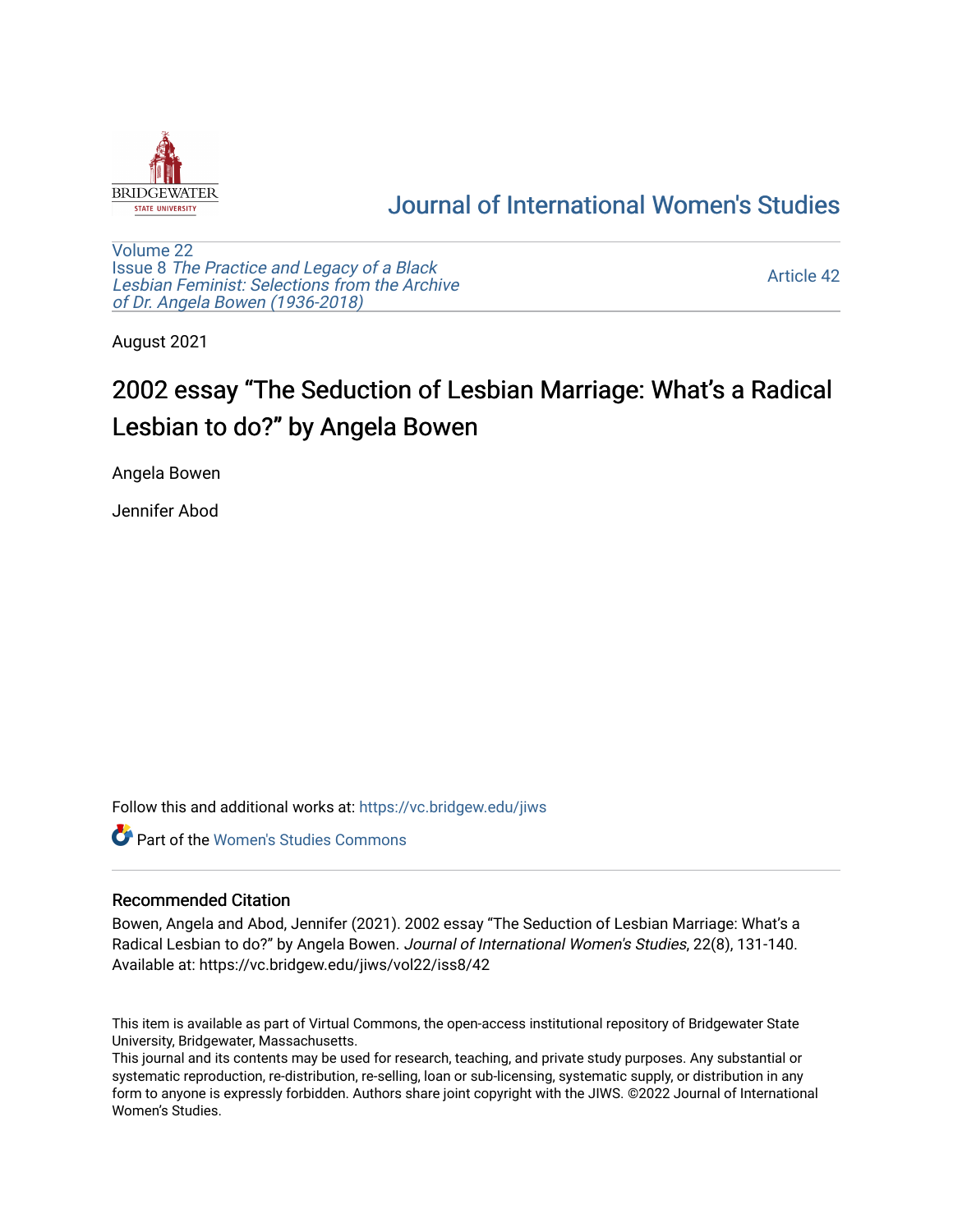Journal of International Women's Studies

Volume 22
Issue 8 *The Practice and Legacy of a Black Lesbian Feminist: Selections from the Archive of Dr. Angela Bowen (1936-2018)*

Article 42

August 2021

# 2002 essay "The Seduction of Lesbian Marriage: What's a Radical Lesbian to do?" by Angela Bowen

Angela Bowen

Jennifer Abod

Follow this and additional works at: https://vc.bridgew.edu/jiws

Part of the Women's Studies Commons

## Recommended Citation

Bowen, Angela and Abod, Jennifer (2021). 2002 essay "The Seduction of Lesbian Marriage: What's a Radical Lesbian to do?" by Angela Bowen. *Journal of International Women's Studies*, 22(8), 131-140.
Available at: https://vc.bridgew.edu/jiws/vol22/iss8/42

This item is available as part of Virtual Commons, the open-access institutional repository of Bridgewater State University, Bridgewater, Massachusetts.
This journal and its contents may be used for research, teaching, and private study purposes. Any substantial or systematic reproduction, re-distribution, re-selling, loan or sub-licensing, systematic supply, or distribution in any form to anyone is expressly forbidden. Authors share joint copyright with the JIWS. ©2022 Journal of International Women's Studies.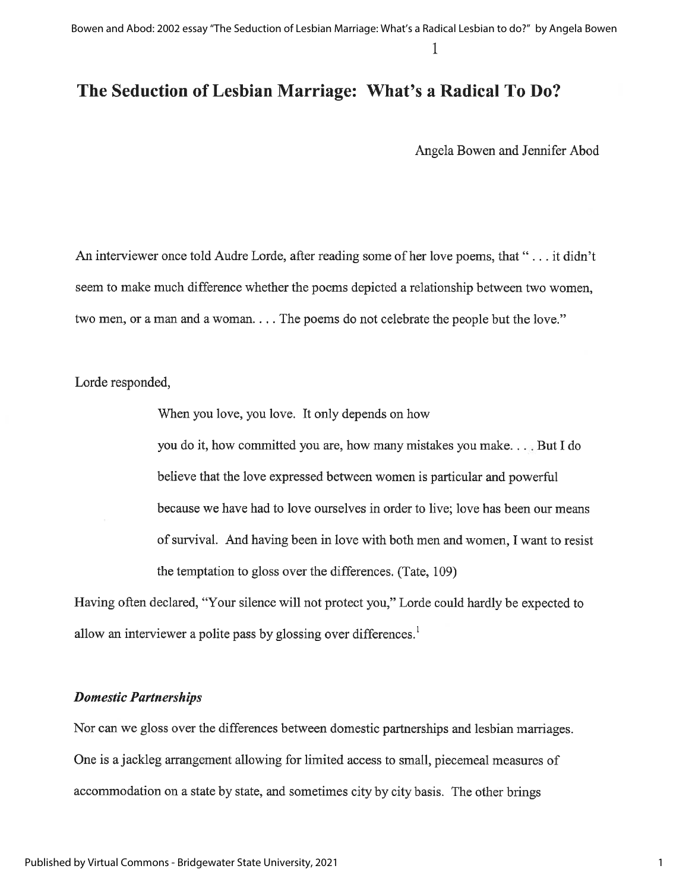# The Seduction of Lesbian Marriage: What's a Radical To Do?

Angela Bowen and Jennifer Abod

An interviewer once told Audre Lorde, after reading some of her love poems, that " . . . it didn't seem to make much difference whether the poems depicted a relationship between two women, two men, or a man and a woman. . . . The poems do not celebrate the people but the love."

Lorde responded,

> When you love, you love. It only depends on how you do it, how committed you are, how many mistakes you make. . . . But I do believe that the love expressed between women is particular and powerful because we have had to love ourselves in order to live; love has been our means of survival. And having been in love with both men and women, I want to resist the temptation to gloss over the differences. (Tate, 109)

Having often declared, "Your silence will not protect you," Lorde could hardly be expected to allow an interviewer a polite pass by glossing over differences.[1]

### *Domestic Partnerships*

Nor can we gloss over the differences between domestic partnerships and lesbian marriages. One is a jackleg arrangement allowing for limited access to small, piecemeal measures of accommodation on a state by state, and sometimes city by city basis. The other brings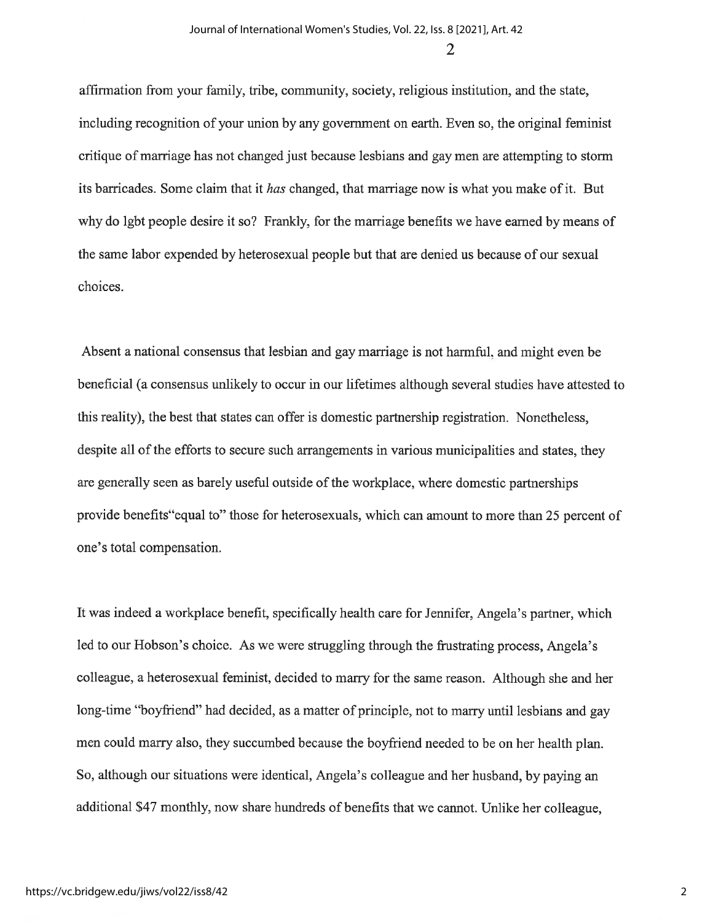affirmation from your family, tribe, community, society, religious institution, and the state, including recognition of your union by any government on earth. Even so, the original feminist critique of marriage has not changed just because lesbians and gay men are attempting to storm its barricades. Some claim that it *has* changed, that marriage now is what you make of it. But why do lgbt people desire it so? Frankly, for the marriage benefits we have earned by means of the same labor expended by heterosexual people but that are denied us because of our sexual choices.

Absent a national consensus that lesbian and gay marriage is not harmful, and might even be beneficial (a consensus unlikely to occur in our lifetimes although several studies have attested to this reality), the best that states can offer is domestic partnership registration. Nonetheless, despite all of the efforts to secure such arrangements in various municipalities and states, they are generally seen as barely useful outside of the workplace, where domestic partnerships provide benefits"equal to" those for heterosexuals, which can amount to more than 25 percent of one's total compensation.

It was indeed a workplace benefit, specifically health care for Jennifer, Angela's partner, which led to our Hobson's choice. As we were struggling through the frustrating process, Angela's colleague, a heterosexual feminist, decided to marry for the same reason. Although she and her long-time "boyfriend" had decided, as a matter of principle, not to marry until lesbians and gay men could marry also, they succumbed because the boyfriend needed to be on her health plan. So, although our situations were identical, Angela's colleague and her husband, by paying an additional $47 monthly, now share hundreds of benefits that we cannot. Unlike her colleague,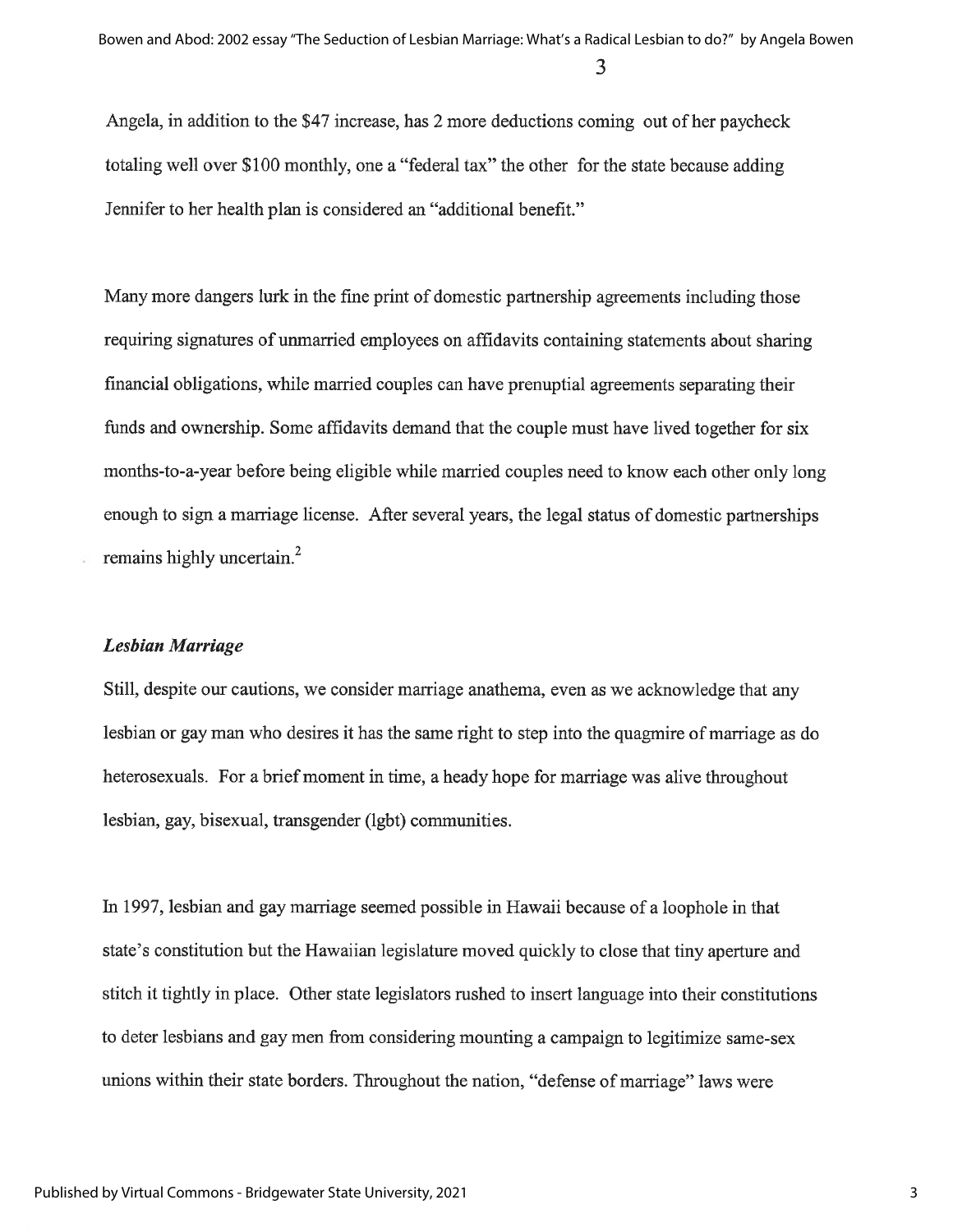Angela, in addition to the $47 increase, has 2 more deductions coming out of her paycheck totaling well over $100 monthly, one a "federal tax" the other for the state because adding Jennifer to her health plan is considered an "additional benefit."

Many more dangers lurk in the fine print of domestic partnership agreements including those requiring signatures of unmarried employees on affidavits containing statements about sharing financial obligations, while married couples can have prenuptial agreements separating their funds and ownership. Some affidavits demand that the couple must have lived together for six months-to-a-year before being eligible while married couples need to know each other only long enough to sign a marriage license. After several years, the legal status of domestic partnerships remains highly uncertain.[2]

### *Lesbian Marriage*

Still, despite our cautions, we consider marriage anathema, even as we acknowledge that any lesbian or gay man who desires it has the same right to step into the quagmire of marriage as do heterosexuals. For a brief moment in time, a heady hope for marriage was alive throughout lesbian, gay, bisexual, transgender (lgbt) communities.

In 1997, lesbian and gay marriage seemed possible in Hawaii because of a loophole in that state's constitution but the Hawaiian legislature moved quickly to close that tiny aperture and stitch it tightly in place. Other state legislators rushed to insert language into their constitutions to deter lesbians and gay men from considering mounting a campaign to legitimize same-sex unions within their state borders. Throughout the nation, "defense of marriage" laws were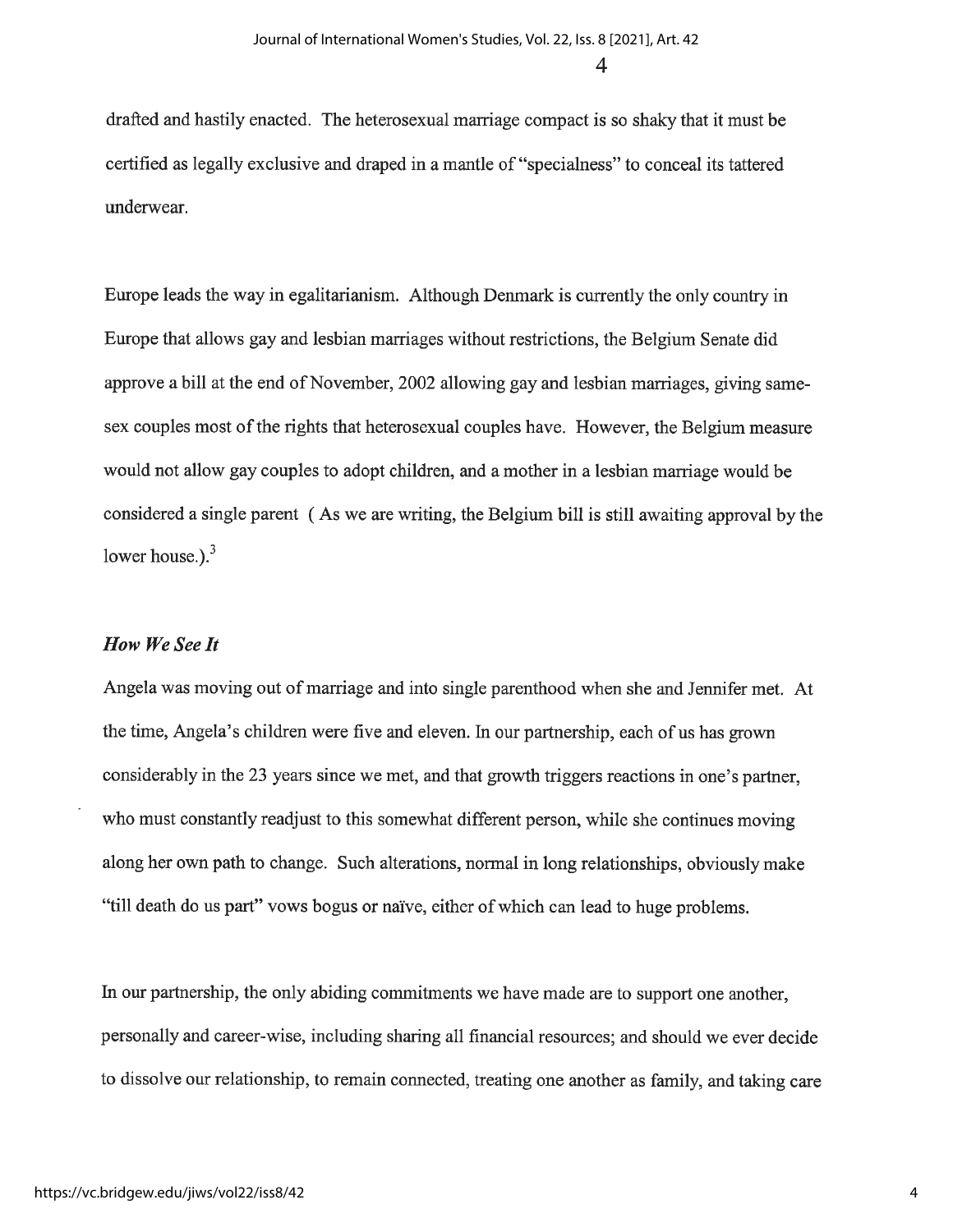drafted and hastily enacted. The heterosexual marriage compact is so shaky that it must be certified as legally exclusive and draped in a mantle of "specialness" to conceal its tattered underwear.

Europe leads the way in egalitarianism. Although Denmark is currently the only country in Europe that allows gay and lesbian marriages without restrictions, the Belgium Senate did approve a bill at the end of November, 2002 allowing gay and lesbian marriages, giving same-sex couples most of the rights that heterosexual couples have. However, the Belgium measure would not allow gay couples to adopt children, and a mother in a lesbian marriage would be considered a single parent ( As we are writing, the Belgium bill is still awaiting approval by the lower house.).[3]

### *How We See It*

Angela was moving out of marriage and into single parenthood when she and Jennifer met. At the time, Angela's children were five and eleven. In our partnership, each of us has grown considerably in the 23 years since we met, and that growth triggers reactions in one's partner, who must constantly readjust to this somewhat different person, while she continues moving along her own path to change. Such alterations, normal in long relationships, obviously make "till death do us part" vows bogus or naïve, either of which can lead to huge problems.

In our partnership, the only abiding commitments we have made are to support one another, personally and career-wise, including sharing all financial resources; and should we ever decide to dissolve our relationship, to remain connected, treating one another as family, and taking care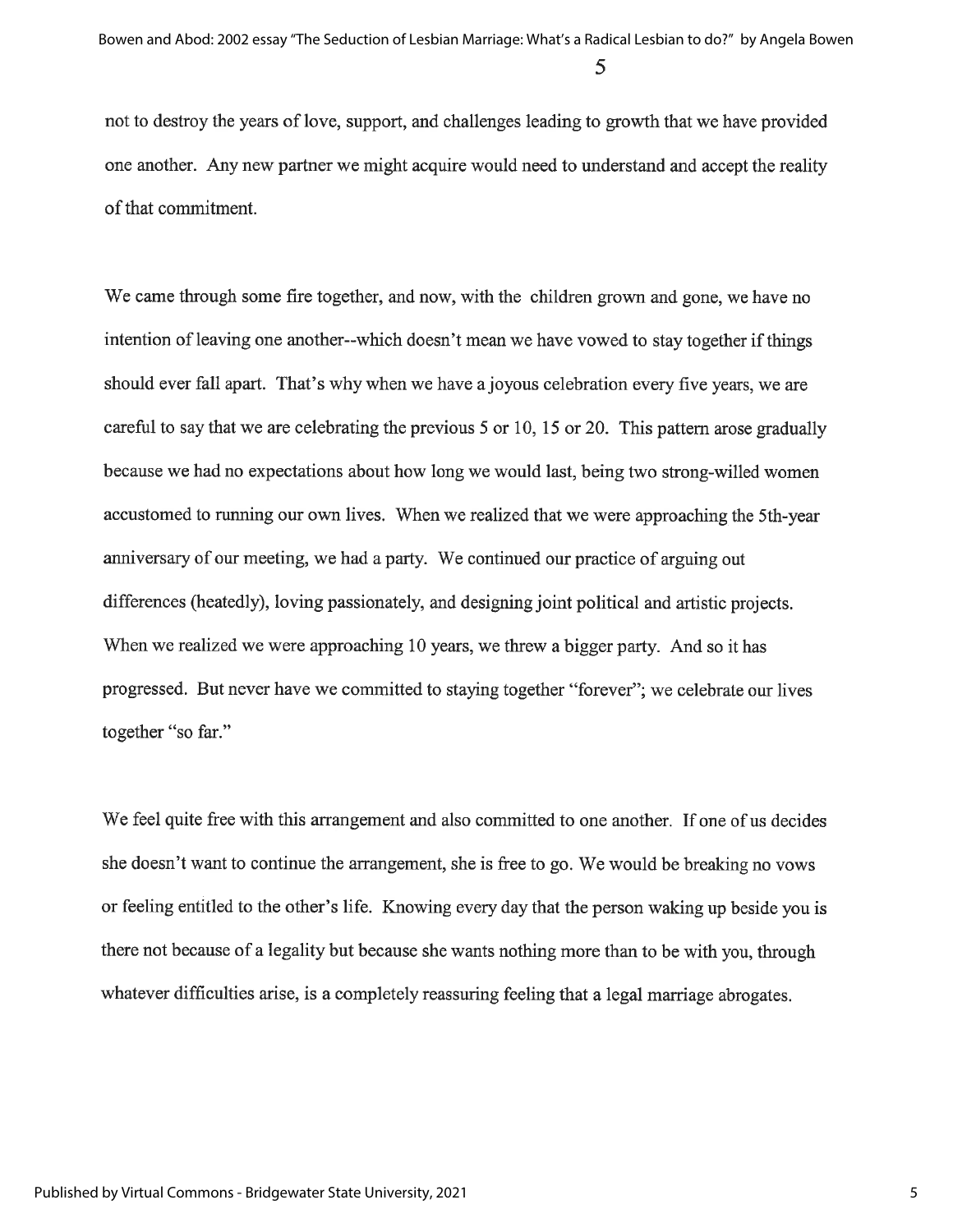not to destroy the years of love, support, and challenges leading to growth that we have provided one another. Any new partner we might acquire would need to understand and accept the reality of that commitment.

We came through some fire together, and now, with the children grown and gone, we have no intention of leaving one another--which doesn't mean we have vowed to stay together if things should ever fall apart. That's why when we have a joyous celebration every five years, we are careful to say that we are celebrating the previous 5 or 10, 15 or 20. This pattern arose gradually because we had no expectations about how long we would last, being two strong-willed women accustomed to running our own lives. When we realized that we were approaching the 5th-year anniversary of our meeting, we had a party. We continued our practice of arguing out differences (heatedly), loving passionately, and designing joint political and artistic projects. When we realized we were approaching 10 years, we threw a bigger party. And so it has progressed. But never have we committed to staying together "forever"; we celebrate our lives together "so far."

We feel quite free with this arrangement and also committed to one another. If one of us decides she doesn't want to continue the arrangement, she is free to go. We would be breaking no vows or feeling entitled to the other's life. Knowing every day that the person waking up beside you is there not because of a legality but because she wants nothing more than to be with you, through whatever difficulties arise, is a completely reassuring feeling that a legal marriage abrogates.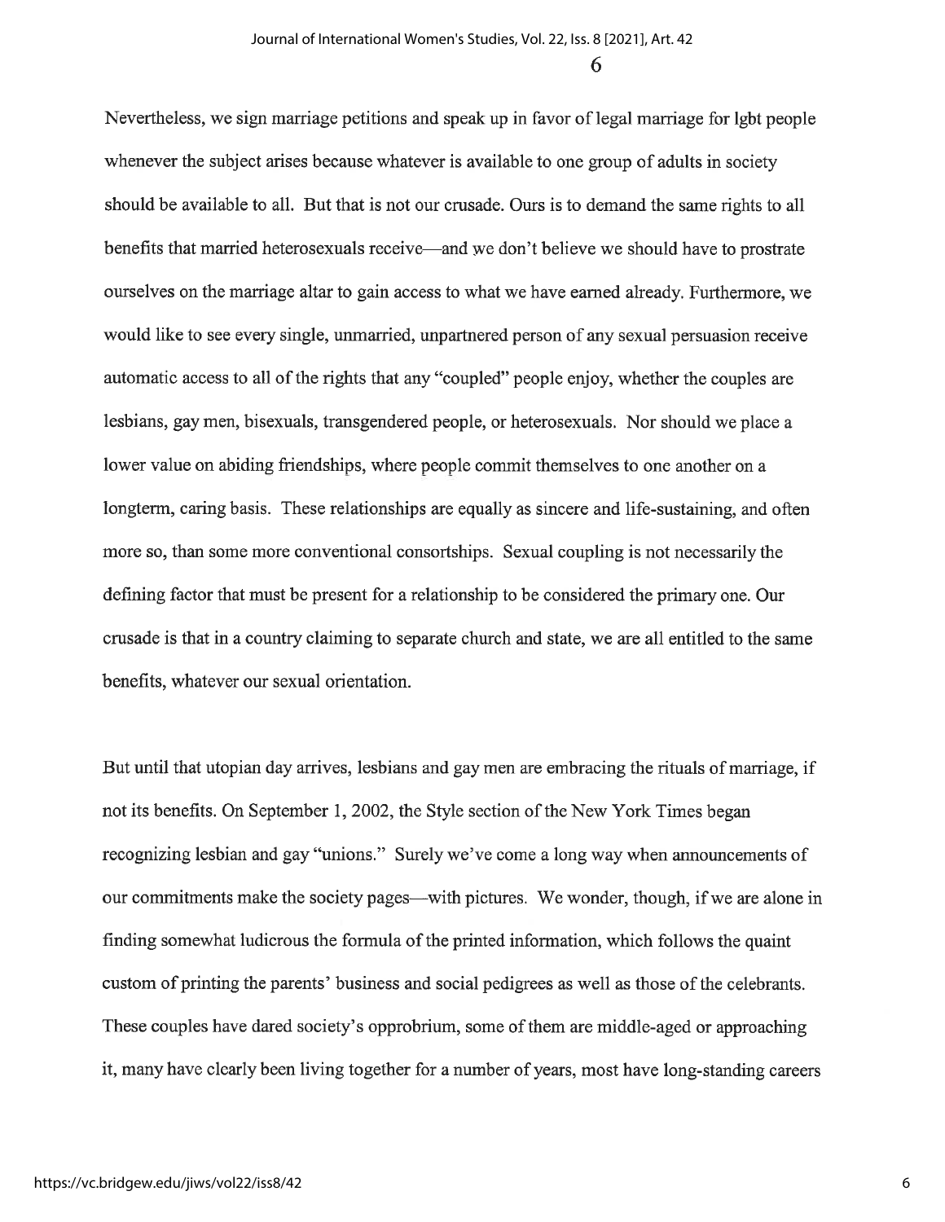Nevertheless, we sign marriage petitions and speak up in favor of legal marriage for lgbt people whenever the subject arises because whatever is available to one group of adults in society should be available to all. But that is not our crusade. Ours is to demand the same rights to all benefits that married heterosexuals receive—and we don't believe we should have to prostrate ourselves on the marriage altar to gain access to what we have earned already. Furthermore, we would like to see every single, unmarried, unpartnered person of any sexual persuasion receive automatic access to all of the rights that any "coupled" people enjoy, whether the couples are lesbians, gay men, bisexuals, transgendered people, or heterosexuals. Nor should we place a lower value on abiding friendships, where people commit themselves to one another on a longterm, caring basis. These relationships are equally as sincere and life-sustaining, and often more so, than some more conventional consortships. Sexual coupling is not necessarily the defining factor that must be present for a relationship to be considered the primary one. Our crusade is that in a country claiming to separate church and state, we are all entitled to the same benefits, whatever our sexual orientation.

But until that utopian day arrives, lesbians and gay men are embracing the rituals of marriage, if not its benefits. On September 1, 2002, the Style section of the New York Times began recognizing lesbian and gay "unions." Surely we've come a long way when announcements of our commitments make the society pages—with pictures. We wonder, though, if we are alone in finding somewhat ludicrous the formula of the printed information, which follows the quaint custom of printing the parents' business and social pedigrees as well as those of the celebrants. These couples have dared society's opprobrium, some of them are middle-aged or approaching it, many have clearly been living together for a number of years, most have long-standing careers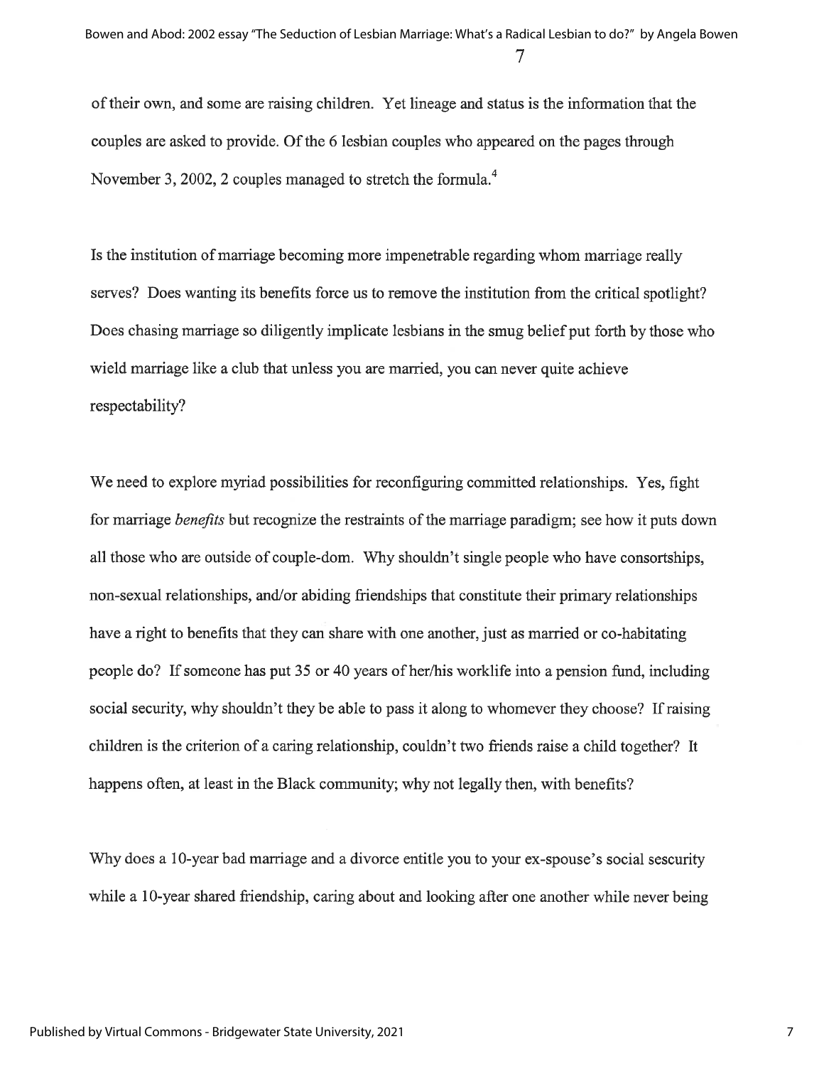of their own, and some are raising children. Yet lineage and status is the information that the couples are asked to provide. Of the 6 lesbian couples who appeared on the pages through November 3, 2002, 2 couples managed to stretch the formula.[4]

Is the institution of marriage becoming more impenetrable regarding whom marriage really serves? Does wanting its benefits force us to remove the institution from the critical spotlight? Does chasing marriage so diligently implicate lesbians in the smug belief put forth by those who wield marriage like a club that unless you are married, you can never quite achieve respectability?

We need to explore myriad possibilities for reconfiguring committed relationships. Yes, fight for marriage *benefits* but recognize the restraints of the marriage paradigm; see how it puts down all those who are outside of couple-dom. Why shouldn't single people who have consortships, non-sexual relationships, and/or abiding friendships that constitute their primary relationships have a right to benefits that they can share with one another, just as married or co-habitating people do? If someone has put 35 or 40 years of her/his worklife into a pension fund, including social security, why shouldn't they be able to pass it along to whomever they choose? If raising children is the criterion of a caring relationship, couldn't two friends raise a child together? It happens often, at least in the Black community; why not legally then, with benefits?

Why does a 10-year bad marriage and a divorce entitle you to your ex-spouse's social sescurity while a 10-year shared friendship, caring about and looking after one another while never being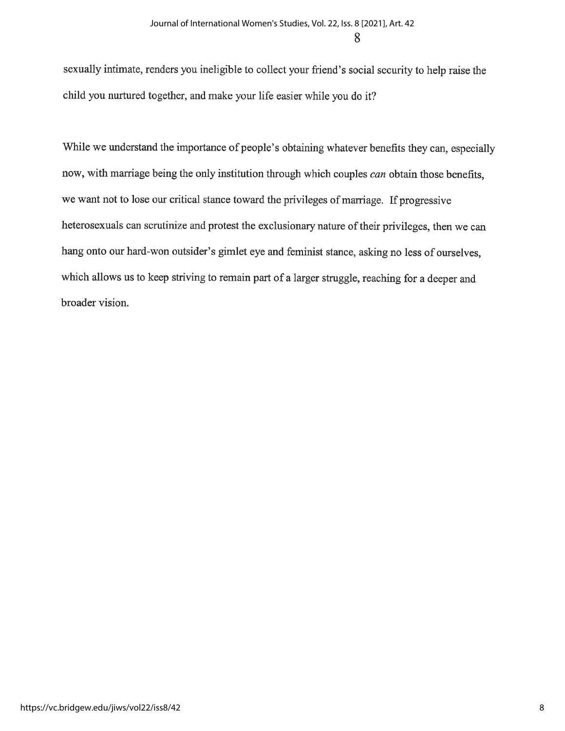sexually intimate, renders you ineligible to collect your friend's social security to help raise the child you nurtured together, and make your life easier while you do it?

While we understand the importance of people's obtaining whatever benefits they can, especially now, with marriage being the only institution through which couples *can* obtain those benefits, we want not to lose our critical stance toward the privileges of marriage. If progressive heterosexuals can scrutinize and protest the exclusionary nature of their privileges, then we can hang onto our hard-won outsider's gimlet eye and feminist stance, asking no less of ourselves, which allows us to keep striving to remain part of a larger struggle, reaching for a deeper and broader vision.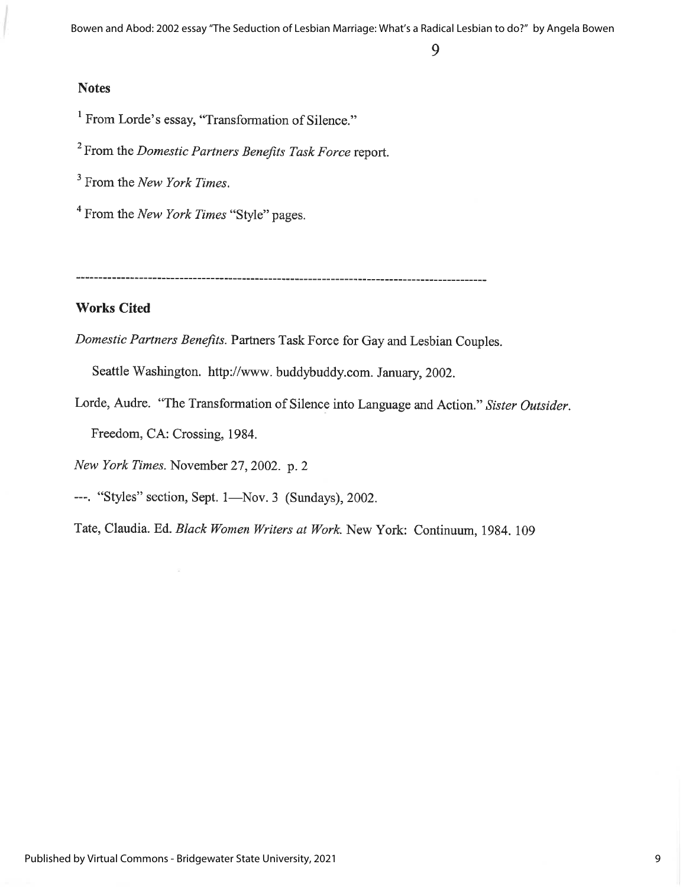## Notes

[1] From Lorde's essay, "Transformation of Silence."

[2] From the *Domestic Partners Benefits Task Force* report.

[3] From the *New York Times*.

[4] From the *New York Times* "Style" pages.

---

## Works Cited

*Domestic Partners Benefits.* Partners Task Force for Gay and Lesbian Couples. Seattle Washington. http://www. buddybuddy.com. January, 2002.

Lorde, Audre. "The Transformation of Silence into Language and Action." *Sister Outsider*. Freedom, CA: Crossing, 1984.

*New York Times.* November 27, 2002. p. 2

---. "Styles" section, Sept. 1—Nov. 3 (Sundays), 2002.

Tate, Claudia. Ed. *Black Women Writers at Work.* New York: Continuum, 1984. 109